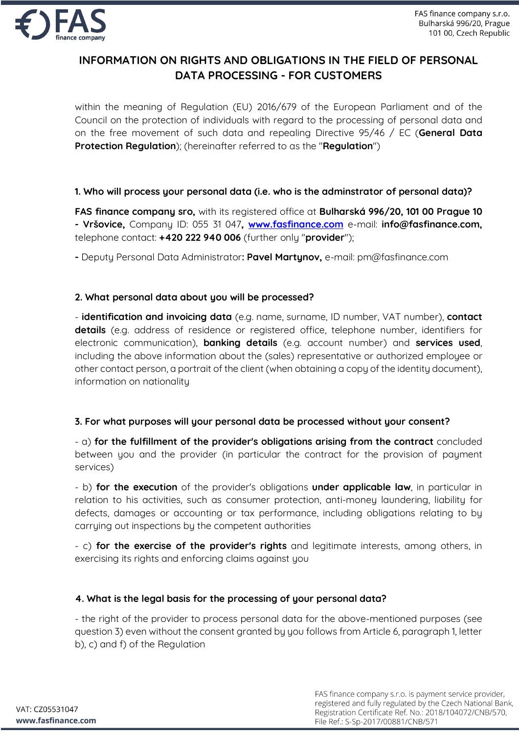# INFORMATION ON RIGHTS AND OBLIGATIONS IN THE FIELD OF PERSONAL DATA PROCESSING - FOR CUSTOMERS

within the meaning of Regulation (EU) 2016/679 of the European Parliament and of the Council on the protection of individuals with regard to the processing of personal data and on the free movement of such data and repealing Directive 95/46 / EC (**General Data Protection Regulation**); (hereinafter referred to as the "**Regulation**")

### 1. Who will process your personal data (i.e. who is the adminstrator of personal data)?

**FAS finance company sro,** with its registered office at **Bulharská 996/20, 101 00 Prague 10 - Vršovice,** Company ID: 055 31 047**,** [www.fasfinance.com](http://www.fasfinance.com) e-mail: **info@fasfinance.com,** telephone contact: **+420 222 940 006** (further only "**provider**");

**-** Deputy Personal Data Administrator**: Pavel Martynov,** e-mail: pm@fasfinance.com

### 2. What personal data about you will be processed?

- **identification and invoicing data** (e.g. name, surname, ID number, VAT number), **contact details** (e.g. address of residence or registered office, telephone number, identifiers for electronic communication), **banking details** (e.g. account number) and **services used**, including the above information about the (sales) representative or authorized employee or other contact person, a portrait of the client (when obtaining a copy of the identity document), information on nationality

### 3. For what purposes will your personal data be processed without your consent?

- a) **for the fulfillment of the provider's obligations arising from the contract** concluded between you and the provider (in particular the contract for the provision of payment services)

- b) **for the execution** of the provider's obligations **under applicable law**, in particular in relation to his activities, such as consumer protection, anti-money laundering, liability for defects, damages or accounting or tax performance, including obligations relating to by carrying out inspections by the competent authorities

- c) **for the exercise of the provider's rights** and legitimate interests, among others, in exercising its rights and enforcing claims against you

### 4. What is the legal basis for the processing of your personal data?

- the right of the provider to process personal data for the above-mentioned purposes (see question 3) even without the consent granted by you follows from Article 6, paragraph 1, letter b), c) and f) of the Regulation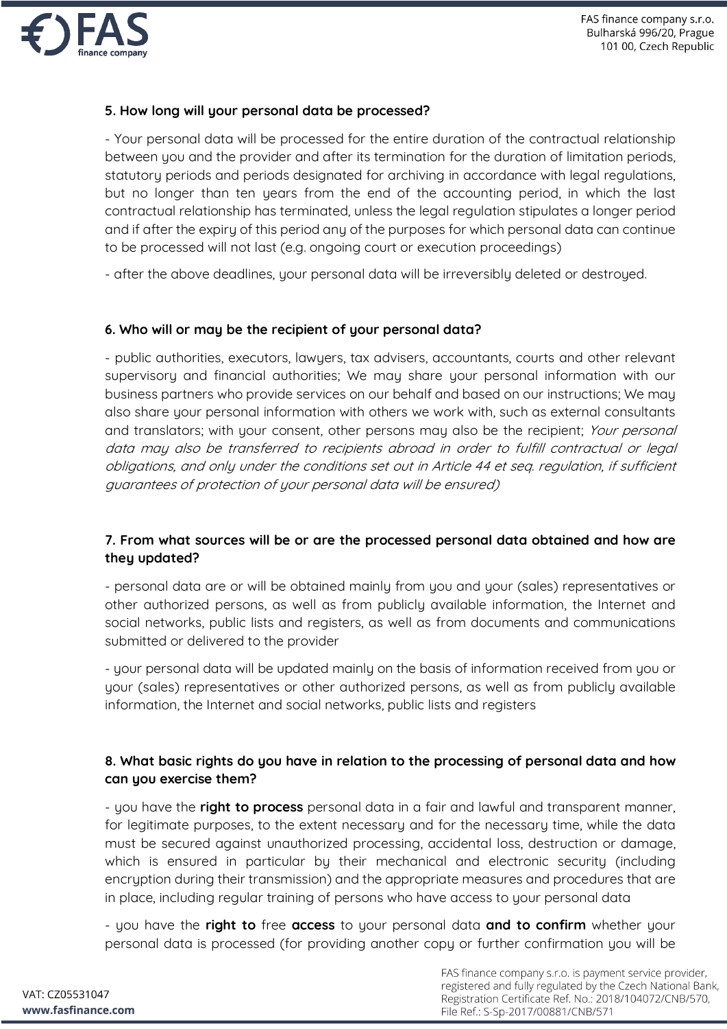### 5. How long will your personal data be processed?

- Your personal data will be processed for the entire duration of the contractual relationship between you and the provider and after its termination for the duration of limitation periods, statutory periods and periods designated for archiving in accordance with legal regulations, but no longer than ten years from the end of the accounting period, in which the last contractual relationship has terminated, unless the legal regulation stipulates a longer period and if after the expiry of this period any of the purposes for which personal data can continue to be processed will not last (e.g. ongoing court or execution proceedings)

- after the above deadlines, your personal data will be irreversibly deleted or destroyed.

### 6. Who will or may be the recipient of your personal data?

- public authorities, executors, lawyers, tax advisers, accountants, courts and other relevant supervisory and financial authorities; We may share your personal information with our business partners who provide services on our behalf and based on our instructions; We may also share your personal information with others we work with, such as external consultants and translators; with your consent, other persons may also be the recipient; *Your personal data may also be transferred to recipients abroad in order to fulfill contractual or legal obligations, and only under the conditions set out in Article 44 et seq. regulation, if sufficient guarantees of protection of your personal data will be ensured)*

### 7. From what sources will be or are the processed personal data obtained and how are they updated?

- personal data are or will be obtained mainly from you and your (sales) representatives or other authorized persons, as well as from publicly available information, the Internet and social networks, public lists and registers, as well as from documents and communications submitted or delivered to the provider

- your personal data will be updated mainly on the basis of information received from you or your (sales) representatives or other authorized persons, as well as from publicly available information, the Internet and social networks, public lists and registers

### 8. What basic rights do you have in relation to the processing of personal data and how can you exercise them?

- you have the **right to process** personal data in a fair and lawful and transparent manner, for legitimate purposes, to the extent necessary and for the necessary time, while the data must be secured against unauthorized processing, accidental loss, destruction or damage, which is ensured in particular by their mechanical and electronic security (including encryption during their transmission) and the appropriate measures and procedures that are in place, including regular training of persons who have access to your personal data

- you have the **right to** free **access** to your personal data **and to confirm** whether your personal data is processed (for providing another copy or further confirmation you will be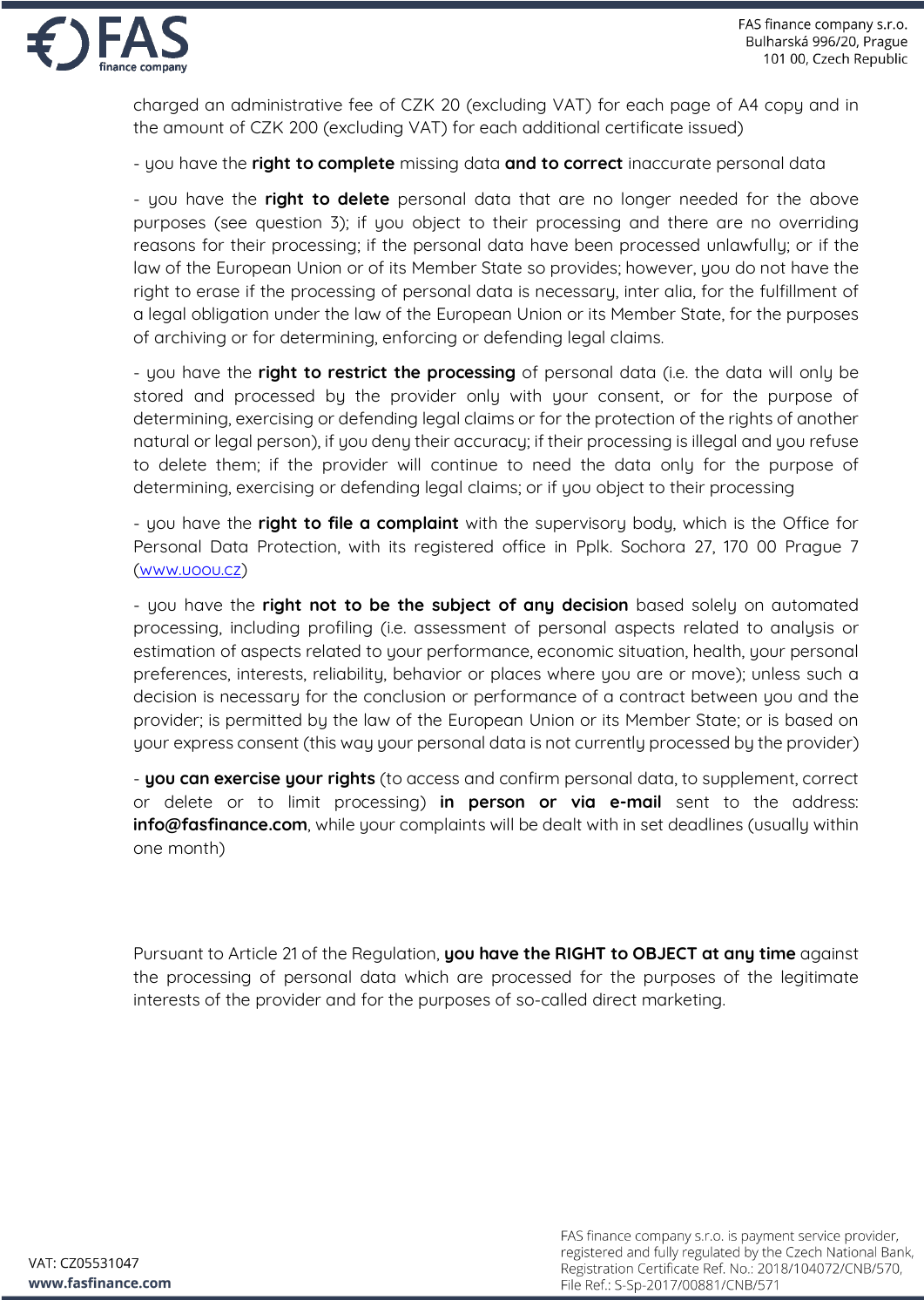charged an administrative fee of CZK 20 (excluding VAT) for each page of A4 copy and in the amount of CZK 200 (excluding VAT) for each additional certificate issued)

- you have the **right to complete** missing data **and to correct** inaccurate personal data

- you have the **right to delete** personal data that are no longer needed for the above purposes (see question 3); if you object to their processing and there are no overriding reasons for their processing; if the personal data have been processed unlawfully; or if the law of the European Union or of its Member State so provides; however, you do not have the right to erase if the processing of personal data is necessary, inter alia, for the fulfillment of a legal obligation under the law of the European Union or its Member State, for the purposes of archiving or for determining, enforcing or defending legal claims.

- you have the **right to restrict the processing** of personal data (i.e. the data will only be stored and processed by the provider only with your consent, or for the purpose of determining, exercising or defending legal claims or for the protection of the rights of another natural or legal person), if you deny their accuracy; if their processing is illegal and you refuse to delete them; if the provider will continue to need the data only for the purpose of determining, exercising or defending legal claims; or if you object to their processing

- you have the **right to file a complaint** with the supervisory body, which is the Office for Personal Data Protection, with its registered office in Pplk. Sochora 27, 170 00 Prague 7 (www.uoou.cz)

- you have the **right not to be the subject of any decision** based solely on automated processing, including profiling (i.e. assessment of personal aspects related to analysis or estimation of aspects related to your performance, economic situation, health, your personal preferences, interests, reliability, behavior or places where you are or move); unless such a decision is necessary for the conclusion or performance of a contract between you and the provider; is permitted by the law of the European Union or its Member State; or is based on your express consent (this way your personal data is not currently processed by the provider)

- **you can exercise your rights** (to access and confirm personal data, to supplement, correct or delete or to limit processing) **in person or via e-mail** sent to the address: **info@fasfinance.com**, while your complaints will be dealt with in set deadlines (usually within one month)

Pursuant to Article 21 of the Regulation, **you have the RIGHT to OBJECT at any time** against the processing of personal data which are processed for the purposes of the legitimate interests of the provider and for the purposes of so-called direct marketing.